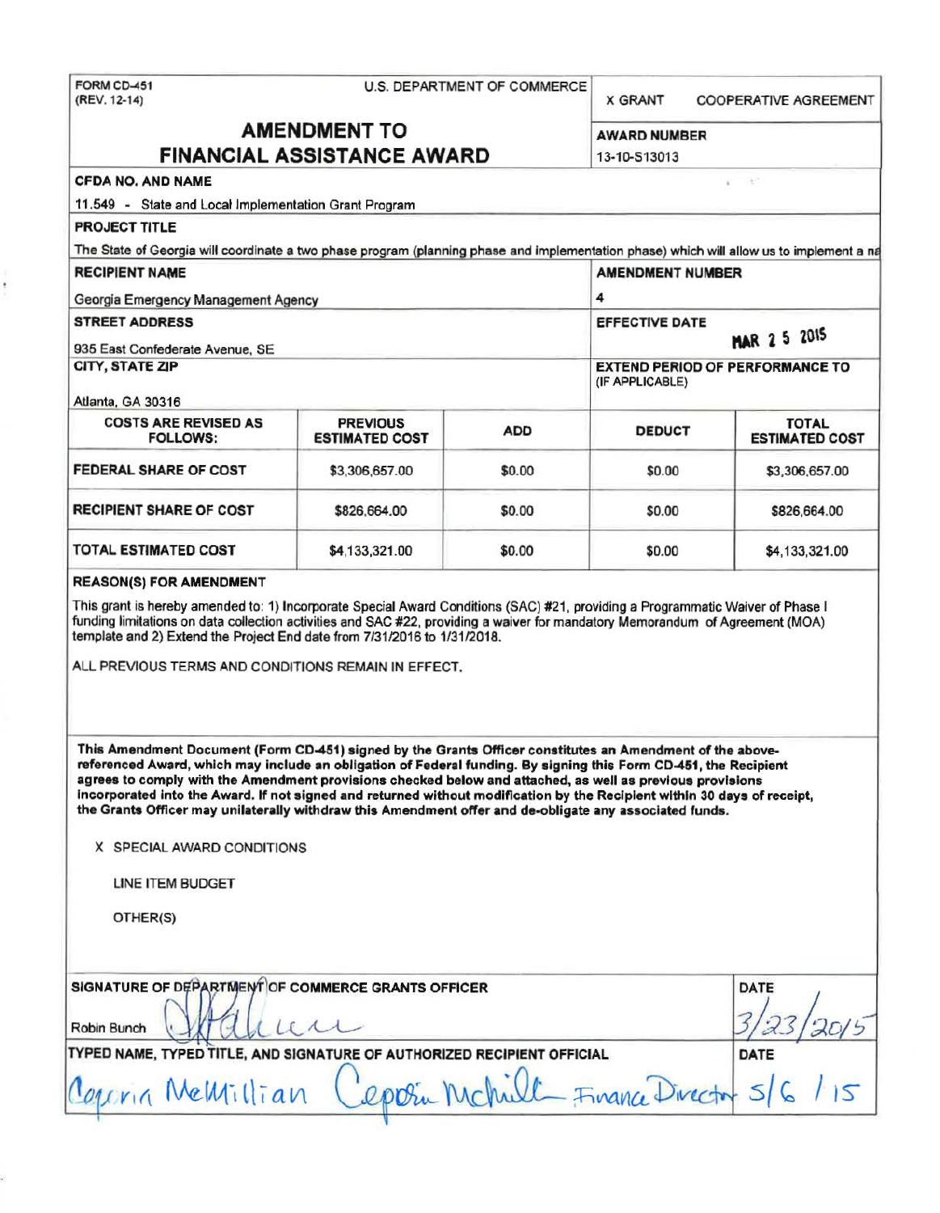FORM CD-451
(REV. 12-14)

U.S. DEPARTMENT OF COMMERCE

X GRANT     COOPERATIVE AGREEMENT

# AMENDMENT TO FINANCIAL ASSISTANCE AWARD

**AWARD NUMBER**
13-10-S13013

**CFDA NO. AND NAME**
11.549 - State and Local Implementation Grant Program

**PROJECT TITLE**
The State of Georgia will coordinate a two phase program (planning phase and implementation phase) which will allow us to implement a na

**RECIPIENT NAME**
Georgia Emergency Management Agency

**AMENDMENT NUMBER**
4

**STREET ADDRESS**
935 East Confederate Avenue, SE

**EFFECTIVE DATE**
MAR 25 2015

**CITY, STATE ZIP**
Atlanta, GA 30316

**EXTEND PERIOD OF PERFORMANCE TO** (IF APPLICABLE)

| COSTS ARE REVISED AS FOLLOWS: | PREVIOUS ESTIMATED COST | ADD | DEDUCT | TOTAL ESTIMATED COST |
|---|---|---|---|---|
| FEDERAL SHARE OF COST | $3,306,657.00 | $0.00 | $0.00 | $3,306,657.00 |
| RECIPIENT SHARE OF COST | $826,664.00 | $0.00 | $0.00 | $826,664.00 |
| TOTAL ESTIMATED COST | $4,133,321.00 | $0.00 | $0.00 | $4,133,321.00 |

**REASON(S) FOR AMENDMENT**

This grant is hereby amended to: 1) Incorporate Special Award Conditions (SAC) #21, providing a Programmatic Waiver of Phase I funding limitations on data collection activities and SAC #22, providing a waiver for mandatory Memorandum of Agreement (MOA) template and 2) Extend the Project End date from 7/31/2016 to 1/31/2018.

ALL PREVIOUS TERMS AND CONDITIONS REMAIN IN EFFECT.

**This Amendment Document (Form CD-451) signed by the Grants Officer constitutes an Amendment of the above-referenced Award, which may include an obligation of Federal funding. By signing this Form CD-451, the Recipient agrees to comply with the Amendment provisions checked below and attached, as well as previous provisions incorporated into the Award. If not signed and returned without modification by the Recipient within 30 days of receipt, the Grants Officer may unilaterally withdraw this Amendment offer and de-obligate any associated funds.**

X SPECIAL AWARD CONDITIONS

LINE ITEM BUDGET

OTHER(S)

**SIGNATURE OF DEPARTMENT OF COMMERCE GRANTS OFFICER**
Robin Bunch [signature]

**DATE**
3/23/2015

**TYPED NAME, TYPED TITLE, AND SIGNATURE OF AUTHORIZED RECIPIENT OFFICIAL**
Ceporia McMillian [signature] Finance Director

**DATE**
5/6/15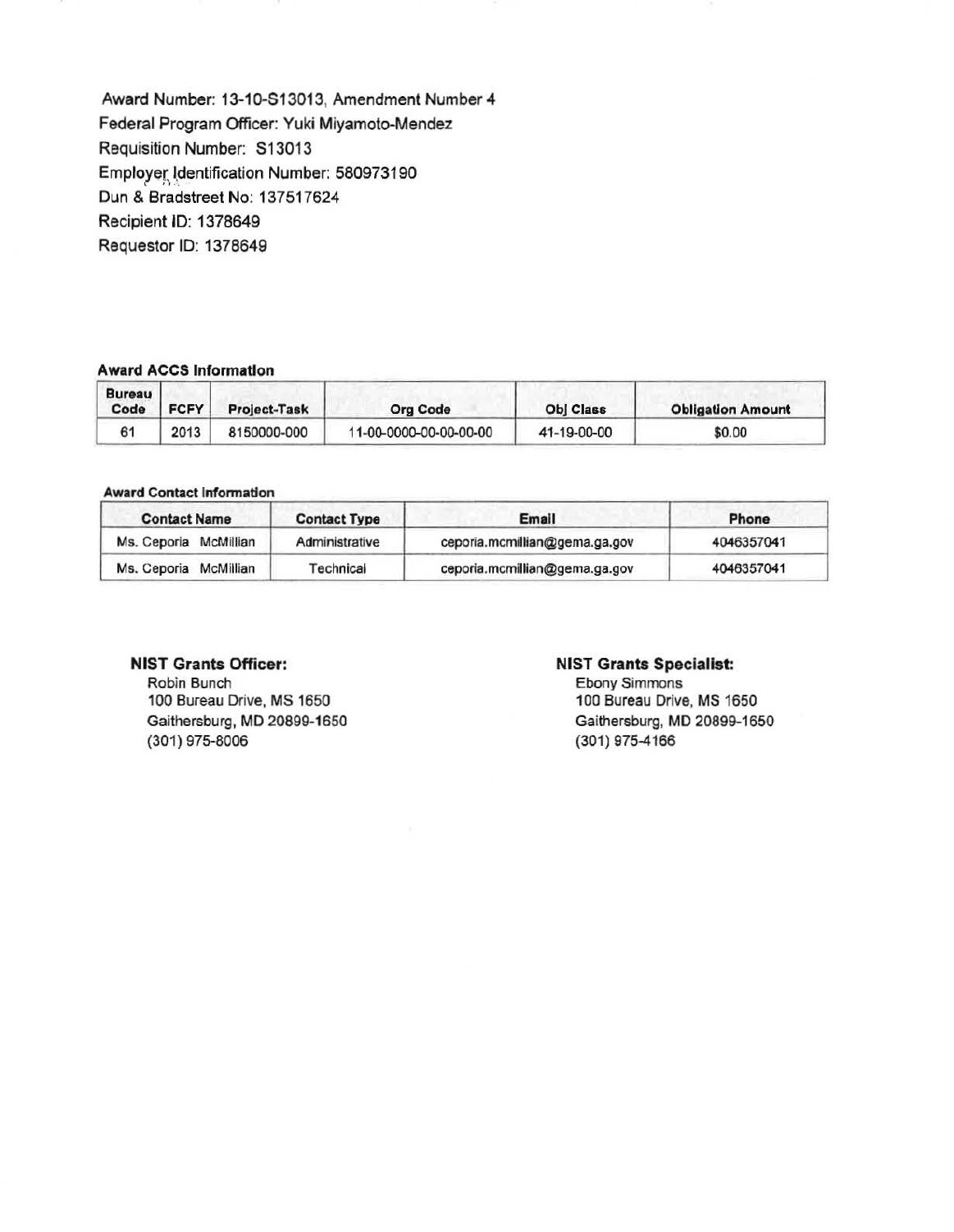Award Number: 13-10-S13013, Amendment Number 4
Federal Program Officer: Yuki Miyamoto-Mendez
Requisition Number: S13013
Employer Identification Number: 580973190
Dun & Bradstreet No: 137517624
Recipient ID: 1378649
Requestor ID: 1378649

**Award ACCS Information**

| Bureau Code | FCFY | Project-Task | Org Code | Obj Class | Obligation Amount |
|---|---|---|---|---|---|
| 61 | 2013 | 8150000-000 | 11-00-0000-00-00-00-00 | 41-19-00-00 | $0.00 |

**Award Contact Information**

| Contact Name | Contact Type | Email | Phone |
|---|---|---|---|
| Ms. Ceporia McMillian | Administrative | ceporia.mcmillian@gema.ga.gov | 4046357041 |
| Ms. Ceporia McMillian | Technical | ceporia.mcmillian@gema.ga.gov | 4046357041 |

**NIST Grants Officer:**
Robin Bunch
100 Bureau Drive, MS 1650
Gaithersburg, MD 20899-1650
(301) 975-8006

**NIST Grants Specialist:**
Ebony Simmons
100 Bureau Drive, MS 1650
Gaithersburg, MD 20899-1650
(301) 975-4166